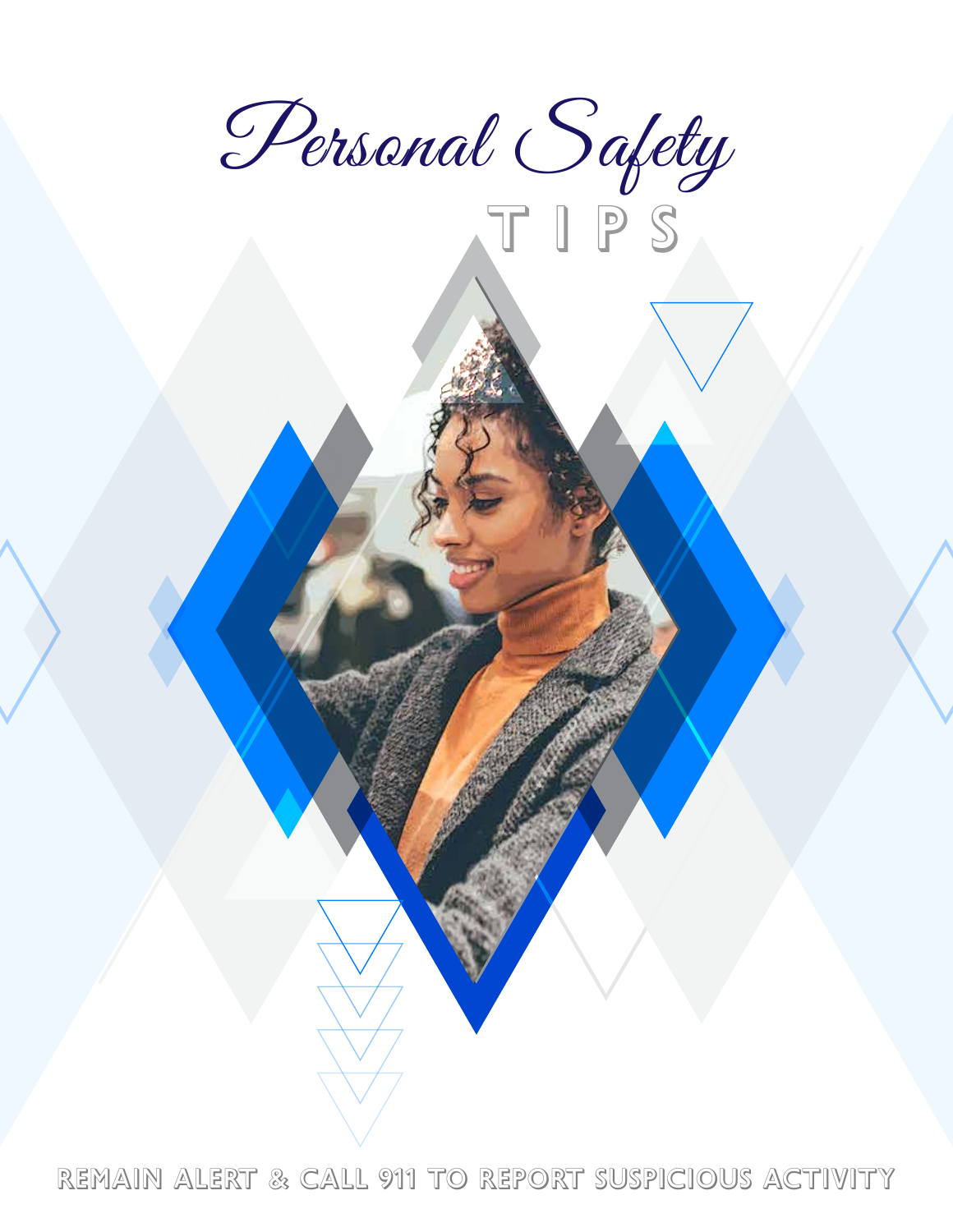# Personal Safety

## TIPS

REMAIN ALERT & CALL 911 TO REPORT SUSPICIOUS ACTIVITY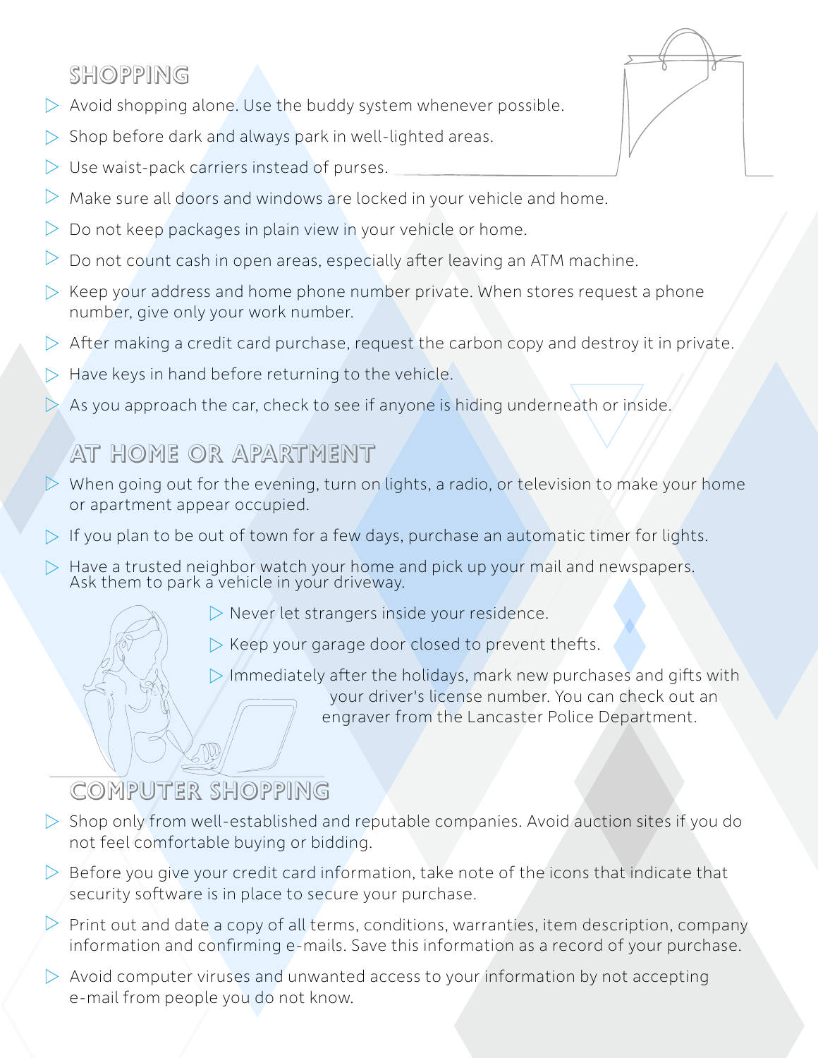## SHOPPING

- Avoid shopping alone. Use the buddy system whenever possible.
- Shop before dark and always park in well-lighted areas.
- Use waist-pack carriers instead of purses.
- Make sure all doors and windows are locked in your vehicle and home.
- Do not keep packages in plain view in your vehicle or home.
- Do not count cash in open areas, especially after leaving an ATM machine.
- Keep your address and home phone number private. When stores request a phone number, give only your work number.
- After making a credit card purchase, request the carbon copy and destroy it in private.
- Have keys in hand before returning to the vehicle.
- As you approach the car, check to see if anyone is hiding underneath or inside.

## AT HOME OR APARTMENT

- When going out for the evening, turn on lights, a radio, or television to make your home or apartment appear occupied.
- If you plan to be out of town for a few days, purchase an automatic timer for lights.
- Have a trusted neighbor watch your home and pick up your mail and newspapers. Ask them to park a vehicle in your driveway.
- Never let strangers inside your residence.
- Keep your garage door closed to prevent thefts.
- Immediately after the holidays, mark new purchases and gifts with your driver's license number. You can check out an engraver from the Lancaster Police Department.

## COMPUTER SHOPPING

- Shop only from well-established and reputable companies. Avoid auction sites if you do not feel comfortable buying or bidding.
- Before you give your credit card information, take note of the icons that indicate that security software is in place to secure your purchase.
- Print out and date a copy of all terms, conditions, warranties, item description, company information and confirming e-mails. Save this information as a record of your purchase.
- Avoid computer viruses and unwanted access to your information by not accepting e-mail from people you do not know.